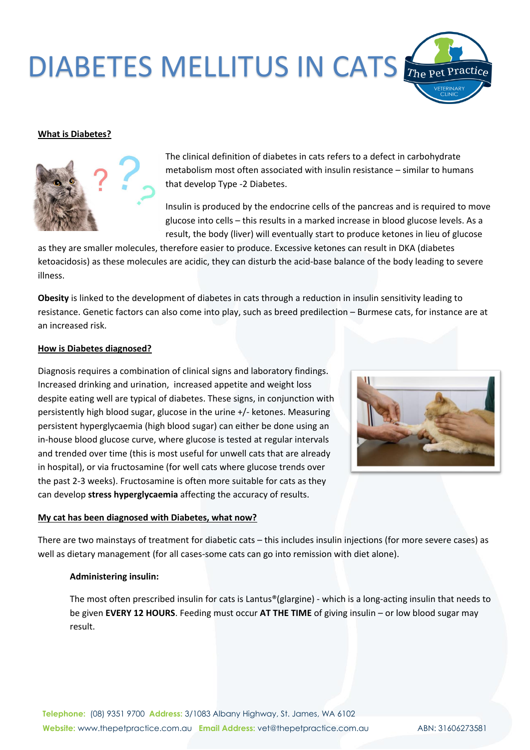# DIABETES MELLITUS IN CATS

## What is Diabetes?

The clinical definition of diabetes in cats refers to a defect in carbohydrate metabolism most often associated with insulin resistance – similar to humans that develop Type -2 Diabetes.

Insulin is produced by the endocrine cells of the pancreas and is required to move glucose into cells – this results in a marked increase in blood glucose levels. As a result, the body (liver) will eventually start to produce ketones in lieu of glucose as they are smaller molecules, therefore easier to produce. Excessive ketones can result in DKA (diabetes ketoacidosis) as these molecules are acidic, they can disturb the acid-base balance of the body leading to severe illness.

**Obesity** is linked to the development of diabetes in cats through a reduction in insulin sensitivity leading to resistance. Genetic factors can also come into play, such as breed predilection – Burmese cats, for instance are at an increased risk.

## How is Diabetes diagnosed?

Diagnosis requires a combination of clinical signs and laboratory findings. Increased drinking and urination, increased appetite and weight loss despite eating well are typical of diabetes. These signs, in conjunction with persistently high blood sugar, glucose in the urine +/- ketones. Measuring persistent hyperglycaemia (high blood sugar) can either be done using an in-house blood glucose curve, where glucose is tested at regular intervals and trended over time (this is most useful for unwell cats that are already in hospital), or via fructosamine (for well cats where glucose trends over the past 2-3 weeks). Fructosamine is often more suitable for cats as they can develop **stress hyperglycaemia** affecting the accuracy of results.

## My cat has been diagnosed with Diabetes, what now?

There are two mainstays of treatment for diabetic cats – this includes insulin injections (for more severe cases) as well as dietary management (for all cases-some cats can go into remission with diet alone).

### Administering insulin:

The most often prescribed insulin for cats is Lantus®(glargine) - which is a long-acting insulin that needs to be given **EVERY 12 HOURS**. Feeding must occur **AT THE TIME** of giving insulin – or low blood sugar may result.

**Telephone:** (08) 9351 9700 **Address:** 3/1083 Albany Highway, St. James, WA 6102
**Website:** www.thepetpractice.com.au **Email Address:** vet@thepetpractice.com.au ABN: 31606273581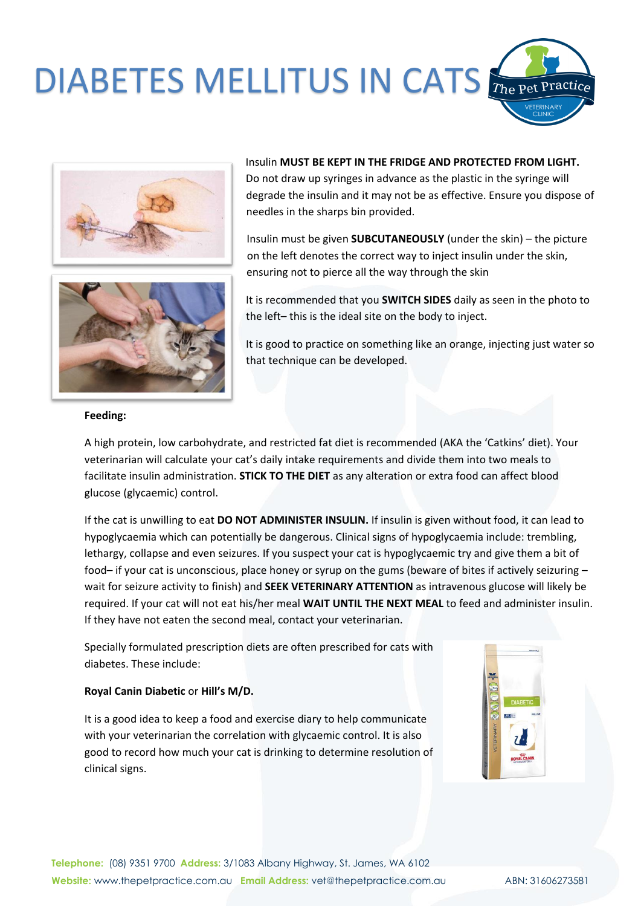# DIABETES MELLITUS IN CATS

Insulin **MUST BE KEPT IN THE FRIDGE AND PROTECTED FROM LIGHT.** Do not draw up syringes in advance as the plastic in the syringe will degrade the insulin and it may not be as effective. Ensure you dispose of needles in the sharps bin provided.

Insulin must be given **SUBCUTANEOUSLY** (under the skin) – the picture on the left denotes the correct way to inject insulin under the skin, ensuring not to pierce all the way through the skin

It is recommended that you **SWITCH SIDES** daily as seen in the photo to the left– this is the ideal site on the body to inject.

It is good to practice on something like an orange, injecting just water so that technique can be developed.

**Feeding:**

A high protein, low carbohydrate, and restricted fat diet is recommended (AKA the 'Catkins' diet). Your veterinarian will calculate your cat's daily intake requirements and divide them into two meals to facilitate insulin administration. **STICK TO THE DIET** as any alteration or extra food can affect blood glucose (glycaemic) control.

If the cat is unwilling to eat **DO NOT ADMINISTER INSULIN.** If insulin is given without food, it can lead to hypoglycaemia which can potentially be dangerous. Clinical signs of hypoglycaemia include: trembling, lethargy, collapse and even seizures. If you suspect your cat is hypoglycaemic try and give them a bit of food– if your cat is unconscious, place honey or syrup on the gums (beware of bites if actively seizing – wait for seizure activity to finish) and **SEEK VETERINARY ATTENTION** as intravenous glucose will likely be required. If your cat will not eat his/her meal **WAIT UNTIL THE NEXT MEAL** to feed and administer insulin. If they have not eaten the second meal, contact your veterinarian.

Specially formulated prescription diets are often prescribed for cats with diabetes. These include:

**Royal Canin Diabetic** or **Hill's M/D.**

It is a good idea to keep a food and exercise diary to help communicate with your veterinarian the correlation with glycaemic control. It is also good to record how much your cat is drinking to determine resolution of clinical signs.

**Telephone:** (08) 9351 9700 **Address:** 3/1083 Albany Highway, St. James, WA 6102
**Website:** www.thepetpractice.com.au **Email Address:** vet@thepetpractice.com.au ABN: 31606273581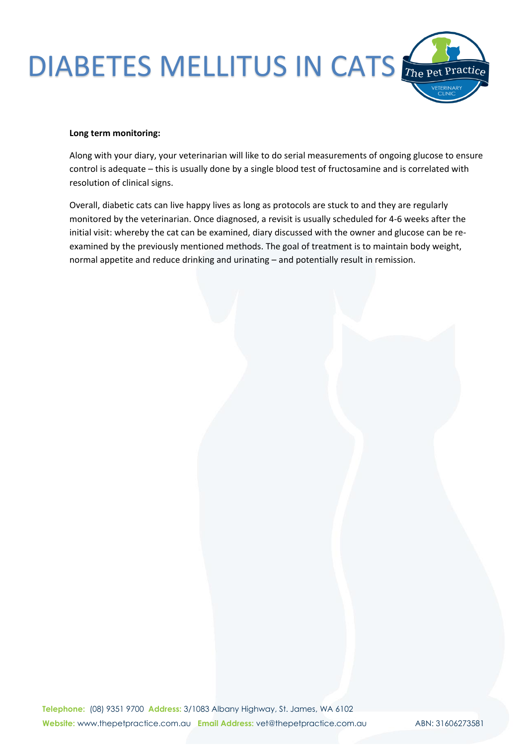# DIABETES MELLITUS IN CATS

**Long term monitoring:**

Along with your diary, your veterinarian will like to do serial measurements of ongoing glucose to ensure control is adequate – this is usually done by a single blood test of fructosamine and is correlated with resolution of clinical signs.

Overall, diabetic cats can live happy lives as long as protocols are stuck to and they are regularly monitored by the veterinarian. Once diagnosed, a revisit is usually scheduled for 4-6 weeks after the initial visit: whereby the cat can be examined, diary discussed with the owner and glucose can be re-examined by the previously mentioned methods. The goal of treatment is to maintain body weight, normal appetite and reduce drinking and urinating – and potentially result in remission.